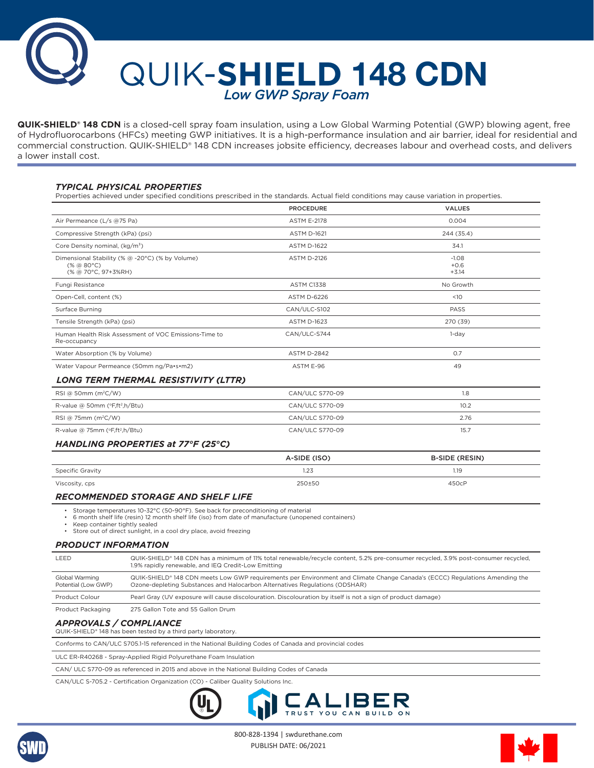# QUIK-SHIELD 148 CDN

*Low GWP Spray Foam*

**QUIK-SHIELD® 148 CDN** is a closed-cell spray foam insulation, using a Low Global Warming Potential (GWP) blowing agent, free of Hydrofluorocarbons (HFCs) meeting GWP initiatives. It is a high-performance insulation and air barrier, ideal for residential and commercial construction. QUIK-SHIELD® 148 CDN increases jobsite efficiency, decreases labour and overhead costs, and delivers a lower install cost.

### *TYPICAL PHYSICAL PROPERTIES*

Properties achieved under specified conditions prescribed in the standards. Actual field conditions may cause variation in properties.

| | PROCEDURE | VALUES |
|---|---|---|
| Air Permeance (L/s @75 Pa) | ASTM E-2178 | 0.004 |
| Compressive Strength (kPa) (psi) | ASTM D-1621 | 244 (35.4) |
| Core Density nominal, (kg/m³) | ASTM D-1622 | 34.1 |
| Dimensional Stability (% @ -20°C) (% by Volume)<br>(% @ 80°C)<br>(% @ 70°C, 97+3%RH) | ASTM D-2126 | -1.08<br>+0.6<br>+3.14 |
| Fungi Resistance | ASTM C1338 | No Growth |
| Open-Cell, content (%) | ASTM D-6226 | <10 |
| Surface Burning | CAN/ULC-S102 | PASS |
| Tensile Strength (kPa) (psi) | ASTM D-1623 | 270 (39) |
| Human Health Risk Assessment of VOC Emissions-Time to Re-occupancy | CAN/ULC-S744 | 1-day |
| Water Absorption (% by Volume) | ASTM D-2842 | 0.7 |
| Water Vapour Permeance (50mm ng/Pa•s•m2) | ASTM E-96 | 49 |

### *LONG TERM THERMAL RESISTIVITY (LTTR)*

| | | |
|---|---|---|
| RSI @ 50mm (m²C/W) | CAN/ULC S770-09 | 1.8 |
| R-value @ 50mm (°F,ft²,h/Btu) | CAN/ULC S770-09 | 10.2 |
| RSI @ 75mm (m²C/W) | CAN/ULC S770-09 | 2.76 |
| R-value @ 75mm (°F,ft²,h/Btu) | CAN/ULC S770-09 | 15.7 |

### *HANDLING PROPERTIES at 77°F (25°C)*

| | A-SIDE (ISO) | B-SIDE (RESIN) |
|---|---|---|
| Specific Gravity | 1.23 | 1.19 |
| Viscosity, cps | 250±50 | 450cP |

### *RECOMMENDED STORAGE AND SHELF LIFE*

- Storage temperatures 10-32°C (50-90°F). See back for preconditioning of material
- 6 month shelf life (resin) 12 month shelf life (iso) from date of manufacture (unopened containers)
- Keep container tightly sealed
- Store out of direct sunlight, in a cool dry place, avoid freezing

### *PRODUCT INFORMATION*

| | |
|---|---|
| LEED | QUIK-SHIELD® 148 CDN has a minimum of 11% total renewable/recycle content, 5.2% pre-consumer recycled, 3.9% post-consumer recycled, 1.9% rapidly renewable, and IEQ Credit-Low Emitting |
| Global Warming Potential (Low GWP) | QUIK-SHIELD® 148 CDN meets Low GWP requirements per Environment and Climate Change Canada's (ECCC) Regulations Amending the Ozone-depleting Substances and Halocarbon Alternatives Regulations (ODSHAR) |
| Product Colour | Pearl Gray (UV exposure will cause discolouration. Discolouration by itself is not a sign of product damage) |
| Product Packaging | 275 Gallon Tote and 55 Gallon Drum |

### *APPROVALS / COMPLIANCE*

QUIK-SHIELD® 148 has been tested by a third party laboratory.

- Conforms to CAN/ULC S705.1-15 referenced in the National Building Codes of Canada and provincial codes
- ULC ER-R40268 - Spray-Applied Rigid Polyurethane Foam Insulation
- CAN/ ULC S770-09 as referenced in 2015 and above in the National Building Codes of Canada
- CAN/ULC S-705.2 - Certification Organization (CO) - Caliber Quality Solutions Inc.

CALIBER
TRUST YOU CAN BUILD ON

800-828-1394 | swdurethane.com

PUBLISH DATE: 06/2021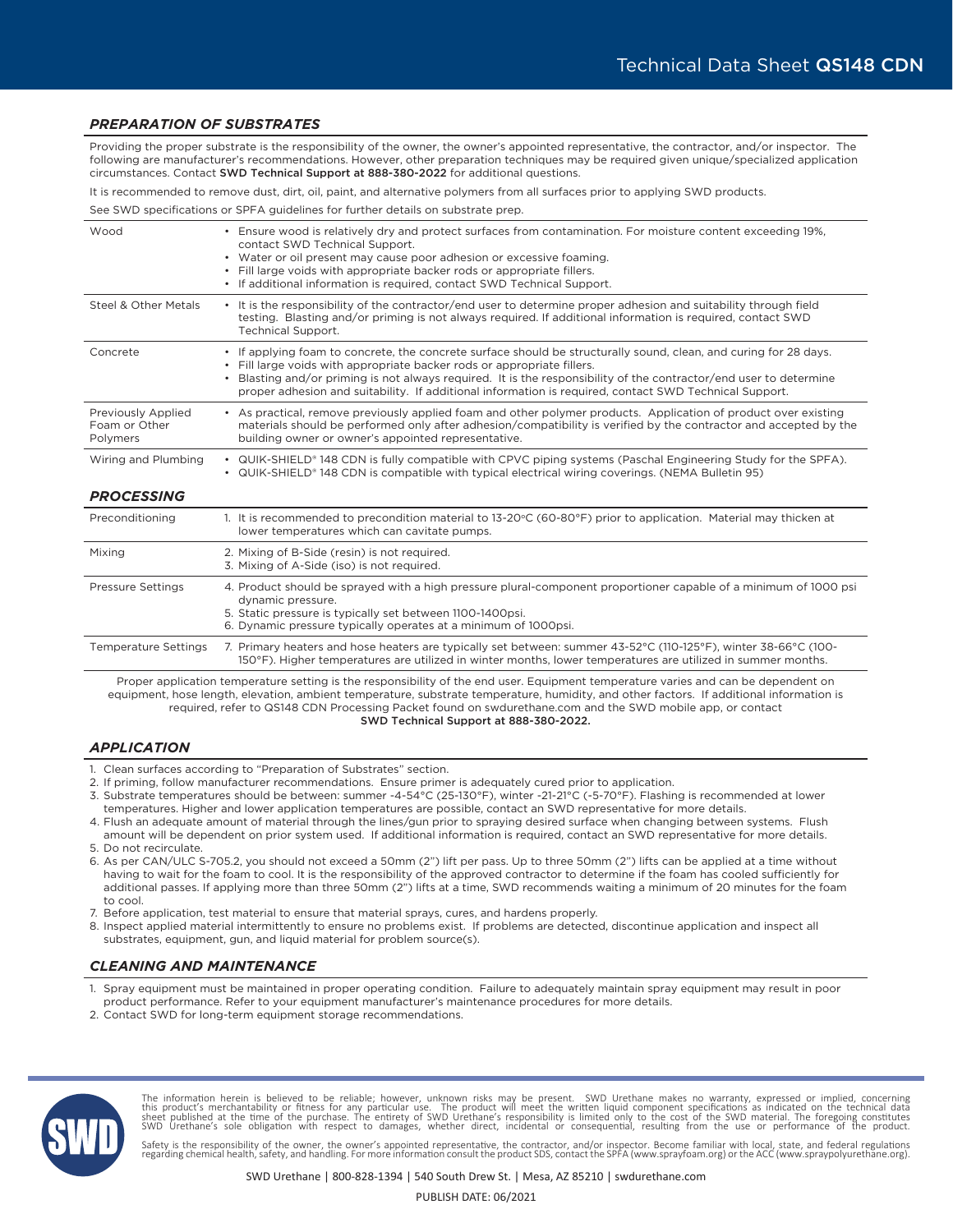## PREPARATION OF SUBSTRATES

Providing the proper substrate is the responsibility of the owner, the owner's appointed representative, the contractor, and/or inspector. The following are manufacturer's recommendations. However, other preparation techniques may be required given unique/specialized application circumstances. Contact **SWD Technical Support at 888-380-2022** for additional questions.

It is recommended to remove dust, dirt, oil, paint, and alternative polymers from all surfaces prior to applying SWD products.

See SWD specifications or SPFA guidelines for further details on substrate prep.

| | |
|---|---|
| Wood | • Ensure wood is relatively dry and protect surfaces from contamination. For moisture content exceeding 19%, contact SWD Technical Support.<br>• Water or oil present may cause poor adhesion or excessive foaming.<br>• Fill large voids with appropriate backer rods or appropriate fillers.<br>• If additional information is required, contact SWD Technical Support. |
| Steel & Other Metals | • It is the responsibility of the contractor/end user to determine proper adhesion and suitability through field testing. Blasting and/or priming is not always required. If additional information is required, contact SWD Technical Support. |
| Concrete | • If applying foam to concrete, the concrete surface should be structurally sound, clean, and curing for 28 days.<br>• Fill large voids with appropriate backer rods or appropriate fillers.<br>• Blasting and/or priming is not always required. It is the responsibility of the contractor/end user to determine proper adhesion and suitability. If additional information is required, contact SWD Technical Support. |
| Previously Applied Foam or Other Polymers | • As practical, remove previously applied foam and other polymer products. Application of product over existing materials should be performed only after adhesion/compatibility is verified by the contractor and accepted by the building owner or owner's appointed representative. |
| Wiring and Plumbing | • QUIK-SHIELD® 148 CDN is fully compatible with CPVC piping systems (Paschal Engineering Study for the SPFA).<br>• QUIK-SHIELD® 148 CDN is compatible with typical electrical wiring coverings. (NEMA Bulletin 95) |

## PROCESSING

| | |
|---|---|
| Preconditioning | 1. It is recommended to precondition material to 13-20°C (60-80°F) prior to application. Material may thicken at lower temperatures which can cavitate pumps. |
| Mixing | 2. Mixing of B-Side (resin) is not required.<br>3. Mixing of A-Side (iso) is not required. |
| Pressure Settings | 4. Product should be sprayed with a high pressure plural-component proportioner capable of a minimum of 1000 psi dynamic pressure.<br>5. Static pressure is typically set between 1100-1400psi.<br>6. Dynamic pressure typically operates at a minimum of 1000psi. |
| Temperature Settings | 7. Primary heaters and hose heaters are typically set between: summer 43-52°C (110-125°F), winter 38-66°C (100-150°F). Higher temperatures are utilized in winter months, lower temperatures are utilized in summer months. |

Proper application temperature setting is the responsibility of the end user. Equipment temperature varies and can be dependent on equipment, hose length, elevation, ambient temperature, substrate temperature, humidity, and other factors. If additional information is required, refer to QS148 CDN Processing Packet found on swdurethane.com and the SWD mobile app, or contact **SWD Technical Support at 888-380-2022.**

## APPLICATION

1. Clean surfaces according to "Preparation of Substrates" section.
2. If priming, follow manufacturer recommendations. Ensure primer is adequately cured prior to application.
3. Substrate temperatures should be between: summer -4-54°C (25-130°F), winter -21-21°C (-5-70°F). Flashing is recommended at lower temperatures. Higher and lower application temperatures are possible, contact an SWD representative for more details.
4. Flush an adequate amount of material through the lines/gun prior to spraying desired surface when changing between systems. Flush amount will be dependent on prior system used. If additional information is required, contact an SWD representative for more details.
5. Do not recirculate.
6. As per CAN/ULC S-705.2, you should not exceed a 50mm (2") lift per pass. Up to three 50mm (2") lifts can be applied at a time without having to wait for the foam to cool. It is the responsibility of the approved contractor to determine if the foam has cooled sufficiently for additional passes. If applying more than three 50mm (2") lifts at a time, SWD recommends waiting a minimum of 20 minutes for the foam to cool.
7. Before application, test material to ensure that material sprays, cures, and hardens properly.
8. Inspect applied material intermittently to ensure no problems exist. If problems are detected, discontinue application and inspect all substrates, equipment, gun, and liquid material for problem source(s).

## CLEANING AND MAINTENANCE

1. Spray equipment must be maintained in proper operating condition. Failure to adequately maintain spray equipment may result in poor product performance. Refer to your equipment manufacturer's maintenance procedures for more details.
2. Contact SWD for long-term equipment storage recommendations.

The information herein is believed to be reliable; however, unknown risks may be present. SWD Urethane makes no warranty, expressed or implied, concerning this product's merchantability or fitness for any particular use. The product will meet the written liquid component specifications as indicated on the technical data sheet published at the time of the purchase. The entirety of SWD Urethane's responsibility is limited only to the cost of the SWD material. The foregoing constitutes SWD Urethane's sole obligation with respect to damages, whether direct, incidental or consequential, resulting from the use or performance of the product.

Safety is the responsibility of the owner, the owner's appointed representative, the contractor, and/or inspector. Become familiar with local, state, and federal regulations regarding chemical health, safety, and handling. For more information consult the product SDS, contact the SPFA (www.sprayfoam.org) or the ACC (www.spraypolyurethane.org).

SWD Urethane | 800-828-1394 | 540 South Drew St. | Mesa, AZ 85210 | swdurethane.com

PUBLISH DATE: 06/2021